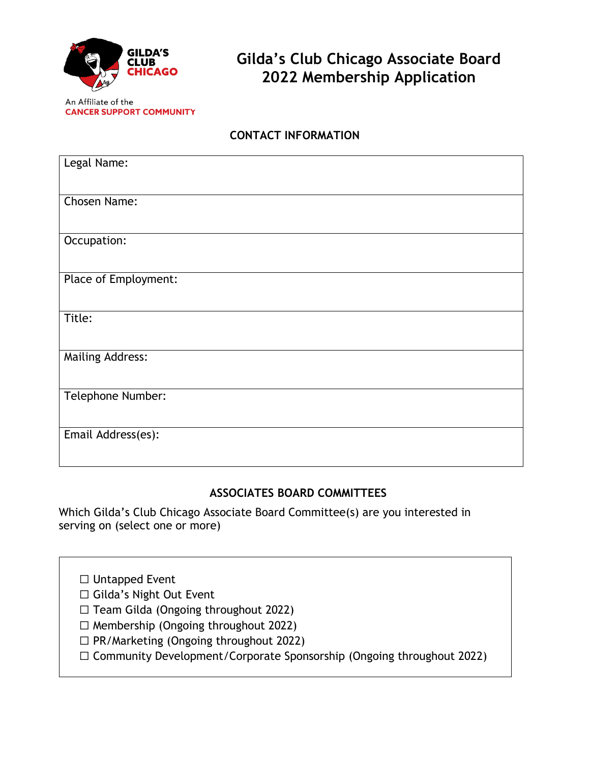GILDA'S CLUB CHICAGO

An Affiliate of the
CANCER SUPPORT COMMUNITY

# Gilda's Club Chicago Associate Board 2022 Membership Application

## CONTACT INFORMATION

| Legal Name: |
|---|
| Chosen Name: |
| Occupation: |
| Place of Employment: |
| Title: |
| Mailing Address: |
| Telephone Number: |
| Email Address(es): |

## ASSOCIATES BOARD COMMITTEES

Which Gilda's Club Chicago Associate Board Committee(s) are you interested in serving on (select one or more)

☐ Untapped Event
☐ Gilda's Night Out Event
☐ Team Gilda (Ongoing throughout 2022)
☐ Membership (Ongoing throughout 2022)
☐ PR/Marketing (Ongoing throughout 2022)
☐ Community Development/Corporate Sponsorship (Ongoing throughout 2022)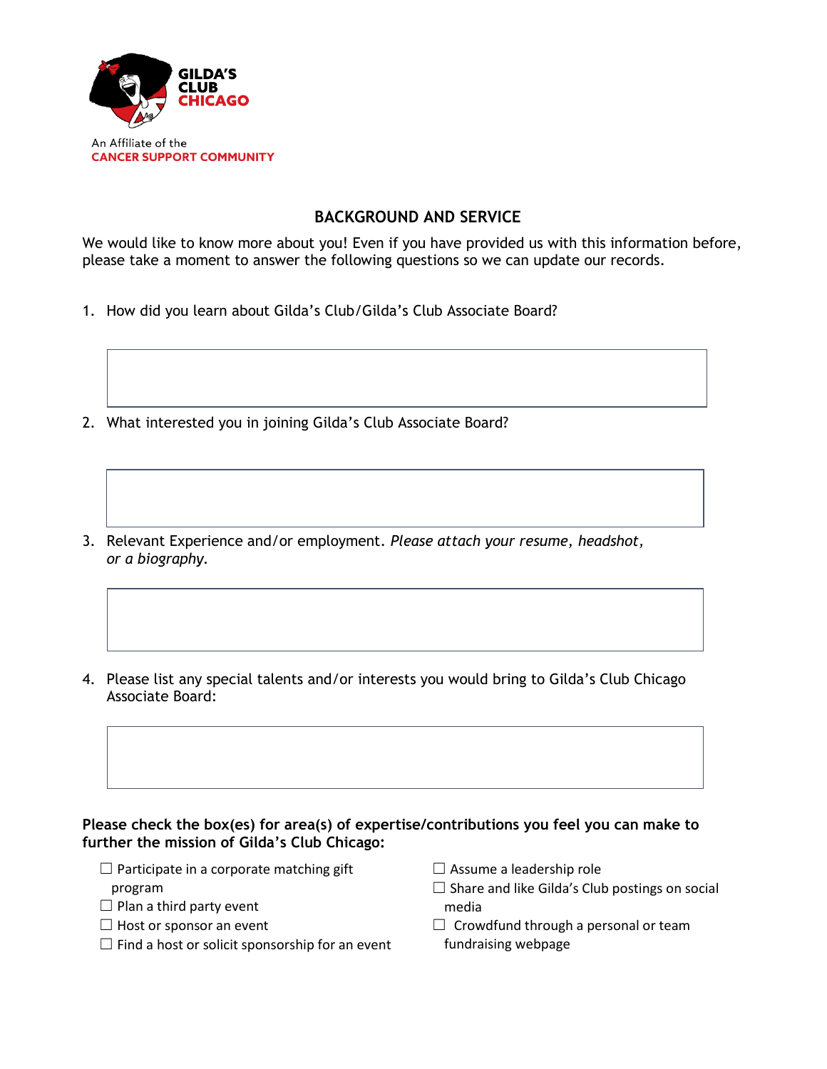GILDA'S CLUB CHICAGO

An Affiliate of the
**CANCER SUPPORT COMMUNITY**

## BACKGROUND AND SERVICE

We would like to know more about you! Even if you have provided us with this information before, please take a moment to answer the following questions so we can update our records.

1. How did you learn about Gilda's Club/Gilda's Club Associate Board?

2. What interested you in joining Gilda's Club Associate Board?

3. Relevant Experience and/or employment. *Please attach your resume, headshot, or a biography.*

4. Please list any special talents and/or interests you would bring to Gilda's Club Chicago Associate Board:

**Please check the box(es) for area(s) of expertise/contributions you feel you can make to further the mission of Gilda's Club Chicago:**

☐ Participate in a corporate matching gift program
☐ Plan a third party event
☐ Host or sponsor an event
☐ Find a host or solicit sponsorship for an event
☐ Assume a leadership role
☐ Share and like Gilda's Club postings on social media
☐ Crowdfund through a personal or team fundraising webpage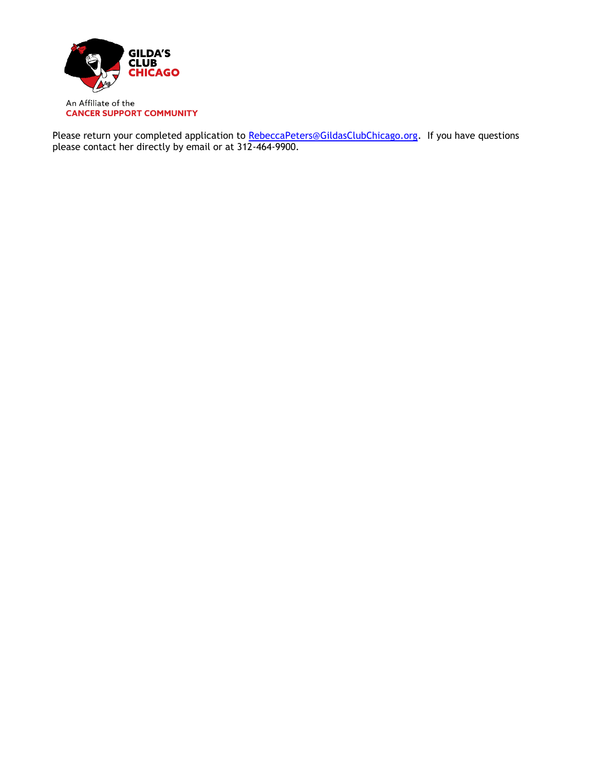GILDA'S CLUB CHICAGO

An Affiliate of the
CANCER SUPPORT COMMUNITY

Please return your completed application to RebeccaPeters@GildasClubChicago.org. If you have questions please contact her directly by email or at 312-464-9900.